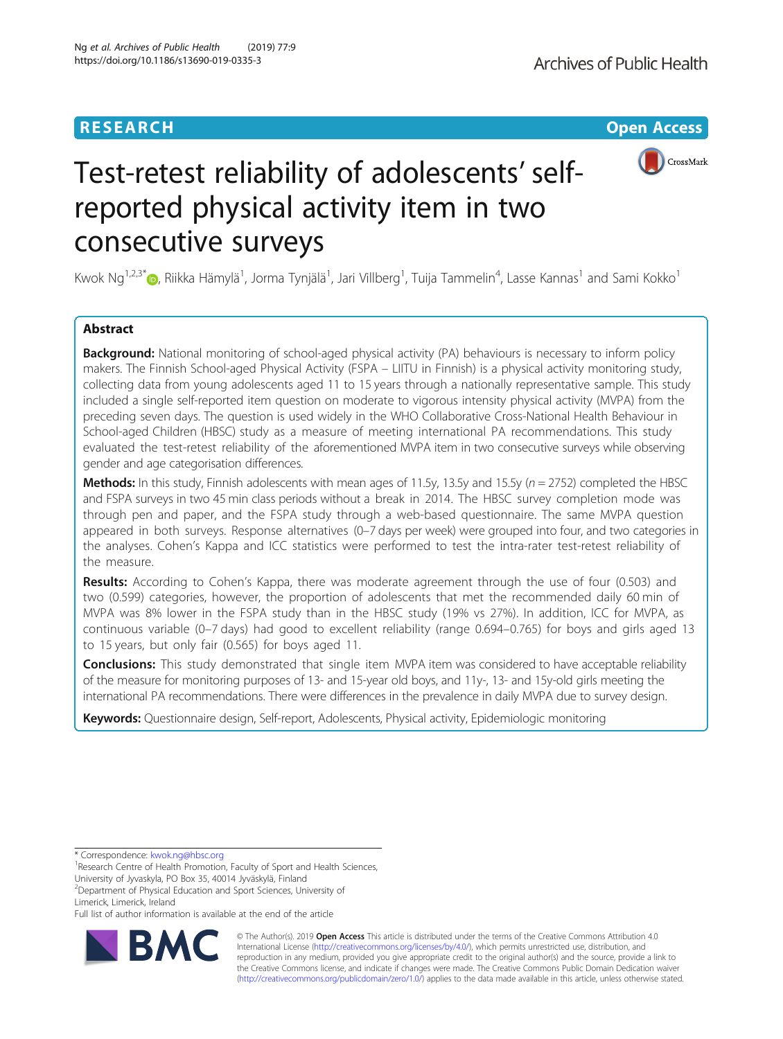RESEARCH

Open Access

# Test-retest reliability of adolescents' self-reported physical activity item in two consecutive surveys

Kwok Ng[1,2,3*], Riikka Hämylä[1], Jorma Tynjälä[1], Jari Villberg[1], Tuija Tammelin[4], Lasse Kannas[1] and Sami Kokko[1]

## Abstract

**Background:** National monitoring of school-aged physical activity (PA) behaviours is necessary to inform policy makers. The Finnish School-aged Physical Activity (FSPA – LIITU in Finnish) is a physical activity monitoring study, collecting data from young adolescents aged 11 to 15 years through a nationally representative sample. This study included a single self-reported item question on moderate to vigorous intensity physical activity (MVPA) from the preceding seven days. The question is used widely in the WHO Collaborative Cross-National Health Behaviour in School-aged Children (HBSC) study as a measure of meeting international PA recommendations. This study evaluated the test-retest reliability of the aforementioned MVPA item in two consecutive surveys while observing gender and age categorisation differences.

**Methods:** In this study, Finnish adolescents with mean ages of 11.5y, 13.5y and 15.5y ($n = 2752$) completed the HBSC and FSPA surveys in two 45 min class periods without a break in 2014. The HBSC survey completion mode was through pen and paper, and the FSPA study through a web-based questionnaire. The same MVPA question appeared in both surveys. Response alternatives (0–7 days per week) were grouped into four, and two categories in the analyses. Cohen's Kappa and ICC statistics were performed to test the intra-rater test-retest reliability of the measure.

**Results:** According to Cohen's Kappa, there was moderate agreement through the use of four (0.503) and two (0.599) categories, however, the proportion of adolescents that met the recommended daily 60 min of MVPA was 8% lower in the FSPA study than in the HBSC study (19% vs 27%). In addition, ICC for MVPA, as continuous variable (0–7 days) had good to excellent reliability (range 0.694–0.765) for boys and girls aged 13 to 15 years, but only fair (0.565) for boys aged 11.

**Conclusions:** This study demonstrated that single item MVPA item was considered to have acceptable reliability of the measure for monitoring purposes of 13- and 15-year old boys, and 11y-, 13- and 15y-old girls meeting the international PA recommendations. There were differences in the prevalence in daily MVPA due to survey design.

**Keywords:** Questionnaire design, Self-report, Adolescents, Physical activity, Epidemiologic monitoring

---

\* Correspondence: kwok.ng@hbsc.org
[1]Research Centre of Health Promotion, Faculty of Sport and Health Sciences, University of Jyvaskyla, PO Box 35, 40014 Jyväskylä, Finland
[2]Department of Physical Education and Sport Sciences, University of Limerick, Limerick, Ireland
Full list of author information is available at the end of the article

© The Author(s). 2019 **Open Access** This article is distributed under the terms of the Creative Commons Attribution 4.0 International License (http://creativecommons.org/licenses/by/4.0/), which permits unrestricted use, distribution, and reproduction in any medium, provided you give appropriate credit to the original author(s) and the source, provide a link to the Creative Commons license, and indicate if changes were made. The Creative Commons Public Domain Dedication waiver (http://creativecommons.org/publicdomain/zero/1.0/) applies to the data made available in this article, unless otherwise stated.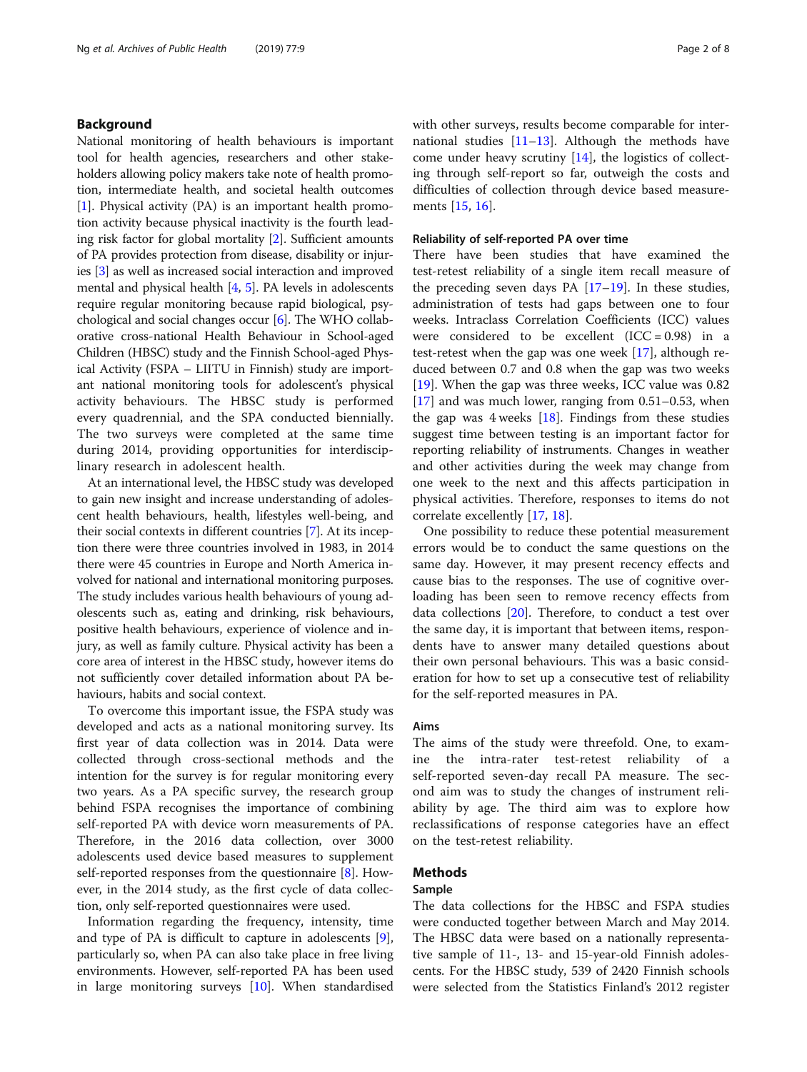## Background

National monitoring of health behaviours is important tool for health agencies, researchers and other stakeholders allowing policy makers take note of health promotion, intermediate health, and societal health outcomes [1]. Physical activity (PA) is an important health promotion activity because physical inactivity is the fourth leading risk factor for global mortality [2]. Sufficient amounts of PA provides protection from disease, disability or injuries [3] as well as increased social interaction and improved mental and physical health [4, 5]. PA levels in adolescents require regular monitoring because rapid biological, psychological and social changes occur [6]. The WHO collaborative cross-national Health Behaviour in School-aged Children (HBSC) study and the Finnish School-aged Physical Activity (FSPA – LIITU in Finnish) study are important national monitoring tools for adolescent's physical activity behaviours. The HBSC study is performed every quadrennial, and the SPA conducted biennially. The two surveys were completed at the same time during 2014, providing opportunities for interdisciplinary research in adolescent health.

At an international level, the HBSC study was developed to gain new insight and increase understanding of adolescent health behaviours, health, lifestyles well-being, and their social contexts in different countries [7]. At its inception there were three countries involved in 1983, in 2014 there were 45 countries in Europe and North America involved for national and international monitoring purposes. The study includes various health behaviours of young adolescents such as, eating and drinking, risk behaviours, positive health behaviours, experience of violence and injury, as well as family culture. Physical activity has been a core area of interest in the HBSC study, however items do not sufficiently cover detailed information about PA behaviours, habits and social context.

To overcome this important issue, the FSPA study was developed and acts as a national monitoring survey. Its first year of data collection was in 2014. Data were collected through cross-sectional methods and the intention for the survey is for regular monitoring every two years. As a PA specific survey, the research group behind FSPA recognises the importance of combining self-reported PA with device worn measurements of PA. Therefore, in the 2016 data collection, over 3000 adolescents used device based measures to supplement self-reported responses from the questionnaire [8]. However, in the 2014 study, as the first cycle of data collection, only self-reported questionnaires were used.

Information regarding the frequency, intensity, time and type of PA is difficult to capture in adolescents [9], particularly so, when PA can also take place in free living environments. However, self-reported PA has been used in large monitoring surveys [10]. When standardised with other surveys, results become comparable for international studies [11–13]. Although the methods have come under heavy scrutiny [14], the logistics of collecting through self-report so far, outweigh the costs and difficulties of collection through device based measurements [15, 16].

### Reliability of self-reported PA over time

There have been studies that have examined the test-retest reliability of a single item recall measure of the preceding seven days PA [17–19]. In these studies, administration of tests had gaps between one to four weeks. Intraclass Correlation Coefficients (ICC) values were considered to be excellent (ICC = 0.98) in a test-retest when the gap was one week [17], although reduced between 0.7 and 0.8 when the gap was two weeks [19]. When the gap was three weeks, ICC value was 0.82 [17] and was much lower, ranging from 0.51–0.53, when the gap was 4 weeks [18]. Findings from these studies suggest time between testing is an important factor for reporting reliability of instruments. Changes in weather and other activities during the week may change from one week to the next and this affects participation in physical activities. Therefore, responses to items do not correlate excellently [17, 18].

One possibility to reduce these potential measurement errors would be to conduct the same questions on the same day. However, it may present recency effects and cause bias to the responses. The use of cognitive overloading has been seen to remove recency effects from data collections [20]. Therefore, to conduct a test over the same day, it is important that between items, respondents have to answer many detailed questions about their own personal behaviours. This was a basic consideration for how to set up a consecutive test of reliability for the self-reported measures in PA.

### Aims

The aims of the study were threefold. One, to examine the intra-rater test-retest reliability of a self-reported seven-day recall PA measure. The second aim was to study the changes of instrument reliability by age. The third aim was to explore how reclassifications of response categories have an effect on the test-retest reliability.

## Methods

### Sample

The data collections for the HBSC and FSPA studies were conducted together between March and May 2014. The HBSC data were based on a nationally representative sample of 11-, 13- and 15-year-old Finnish adolescents. For the HBSC study, 539 of 2420 Finnish schools were selected from the Statistics Finland's 2012 register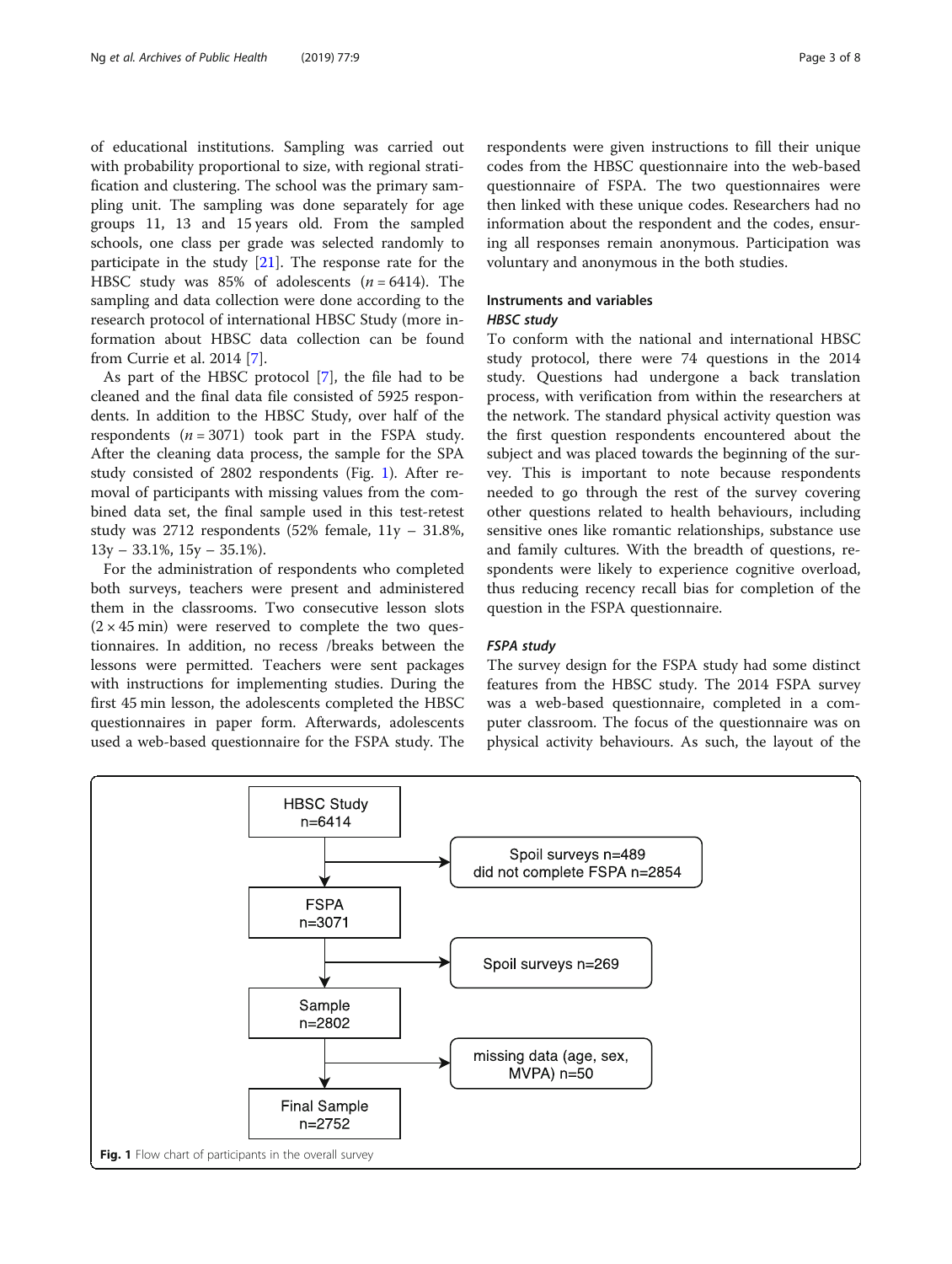of educational institutions. Sampling was carried out with probability proportional to size, with regional stratification and clustering. The school was the primary sampling unit. The sampling was done separately for age groups 11, 13 and 15 years old. From the sampled schools, one class per grade was selected randomly to participate in the study [21]. The response rate for the HBSC study was 85% of adolescents ($n = 6414$). The sampling and data collection were done according to the research protocol of international HBSC Study (more information about HBSC data collection can be found from Currie et al. 2014 [7].

As part of the HBSC protocol [7], the file had to be cleaned and the final data file consisted of 5925 respondents. In addition to the HBSC Study, over half of the respondents ($n = 3071$) took part in the FSPA study. After the cleaning data process, the sample for the SPA study consisted of 2802 respondents (Fig. 1). After removal of participants with missing values from the combined data set, the final sample used in this test-retest study was 2712 respondents (52% female, 11y – 31.8%, 13y – 33.1%, 15y – 35.1%).

For the administration of respondents who completed both surveys, teachers were present and administered them in the classrooms. Two consecutive lesson slots ($2 \times 45$ min) were reserved to complete the two questionnaires. In addition, no recess /breaks between the lessons were permitted. Teachers were sent packages with instructions for implementing studies. During the first 45 min lesson, the adolescents completed the HBSC questionnaires in paper form. Afterwards, adolescents used a web-based questionnaire for the FSPA study. The respondents were given instructions to fill their unique codes from the HBSC questionnaire into the web-based questionnaire of FSPA. The two questionnaires were then linked with these unique codes. Researchers had no information about the respondent and the codes, ensuring all responses remain anonymous. Participation was voluntary and anonymous in the both studies.

## Instruments and variables

### *HBSC study*

To conform with the national and international HBSC study protocol, there were 74 questions in the 2014 study. Questions had undergone a back translation process, with verification from within the researchers at the network. The standard physical activity question was the first question respondents encountered about the subject and was placed towards the beginning of the survey. This is important to note because respondents needed to go through the rest of the survey covering other questions related to health behaviours, including sensitive ones like romantic relationships, substance use and family cultures. With the breadth of questions, respondents were likely to experience cognitive overload, thus reducing recency recall bias for completion of the question in the FSPA questionnaire.

### *FSPA study*

The survey design for the FSPA study had some distinct features from the HBSC study. The 2014 FSPA survey was a web-based questionnaire, completed in a computer classroom. The focus of the questionnaire was on physical activity behaviours. As such, the layout of the

HBSC Study n=6414 → Spoil surveys n=489, did not complete FSPA n=2854

FSPA n=3071 → Spoil surveys n=269

Sample n=2802 → missing data (age, sex, MVPA) n=50

Final Sample n=2752

**Fig. 1** Flow chart of participants in the overall survey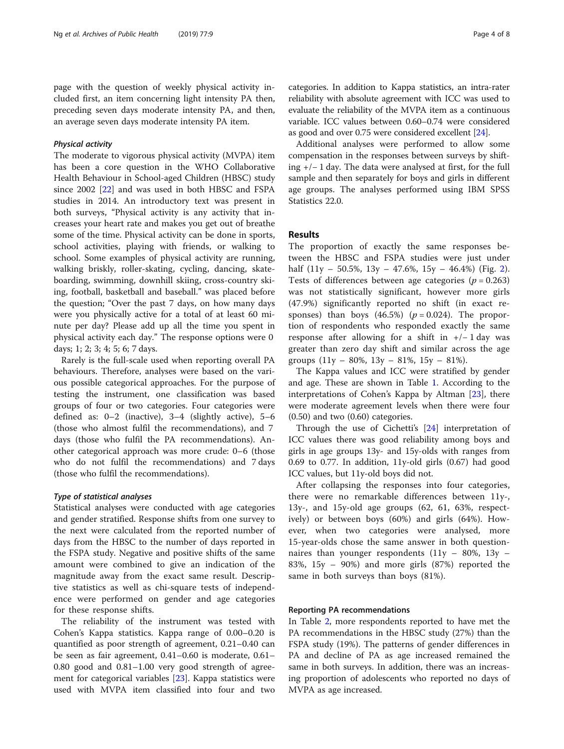page with the question of weekly physical activity included first, an item concerning light intensity PA then, preceding seven days moderate intensity PA, and then, an average seven days moderate intensity PA item.

#### *Physical activity*

The moderate to vigorous physical activity (MVPA) item has been a core question in the WHO Collaborative Health Behaviour in School-aged Children (HBSC) study since 2002 [22] and was used in both HBSC and FSPA studies in 2014. An introductory text was present in both surveys, "Physical activity is any activity that increases your heart rate and makes you get out of breathe some of the time. Physical activity can be done in sports, school activities, playing with friends, or walking to school. Some examples of physical activity are running, walking briskly, roller-skating, cycling, dancing, skateboarding, swimming, downhill skiing, cross-country skiing, football, basketball and baseball." was placed before the question; "Over the past 7 days, on how many days were you physically active for a total of at least 60 minute per day? Please add up all the time you spent in physical activity each day." The response options were 0 days; 1; 2; 3; 4; 5; 6; 7 days.

Rarely is the full-scale used when reporting overall PA behaviours. Therefore, analyses were based on the various possible categorical approaches. For the purpose of testing the instrument, one classification was based groups of four or two categories. Four categories were defined as: 0–2 (inactive), 3–4 (slightly active), 5–6 (those who almost fulfil the recommendations), and 7 days (those who fulfil the PA recommendations). Another categorical approach was more crude: 0–6 (those who do not fulfil the recommendations) and 7 days (those who fulfil the recommendations).

#### *Type of statistical analyses*

Statistical analyses were conducted with age categories and gender stratified. Response shifts from one survey to the next were calculated from the reported number of days from the HBSC to the number of days reported in the FSPA study. Negative and positive shifts of the same amount were combined to give an indication of the magnitude away from the exact same result. Descriptive statistics as well as chi-square tests of independence were performed on gender and age categories for these response shifts.

The reliability of the instrument was tested with Cohen's Kappa statistics. Kappa range of 0.00–0.20 is quantified as poor strength of agreement, 0.21–0.40 can be seen as fair agreement, 0.41–0.60 is moderate, 0.61–0.80 good and 0.81–1.00 very good strength of agreement for categorical variables [23]. Kappa statistics were used with MVPA item classified into four and two categories. In addition to Kappa statistics, an intra-rater reliability with absolute agreement with ICC was used to evaluate the reliability of the MVPA item as a continuous variable. ICC values between 0.60–0.74 were considered as good and over 0.75 were considered excellent [24].

Additional analyses were performed to allow some compensation in the responses between surveys by shifting +/− 1 day. The data were analysed at first, for the full sample and then separately for boys and girls in different age groups. The analyses performed using IBM SPSS Statistics 22.0.

## Results

The proportion of exactly the same responses between the HBSC and FSPA studies were just under half (11y – 50.5%, 13y – 47.6%, 15y – 46.4%) (Fig. 2). Tests of differences between age categories ($p = 0.263$) was not statistically significant, however more girls (47.9%) significantly reported no shift (in exact responses) than boys (46.5%) ($p = 0.024$). The proportion of respondents who responded exactly the same response after allowing for a shift in +/− 1 day was greater than zero day shift and similar across the age groups (11y – 80%, 13y – 81%, 15y – 81%).

The Kappa values and ICC were stratified by gender and age. These are shown in Table 1. According to the interpretations of Cohen's Kappa by Altman [23], there were moderate agreement levels when there were four (0.50) and two (0.60) categories.

Through the use of Cichetti's [24] interpretation of ICC values there was good reliability among boys and girls in age groups 13y- and 15y-olds with ranges from 0.69 to 0.77. In addition, 11y-old girls (0.67) had good ICC values, but 11y-old boys did not.

After collapsing the responses into four categories, there were no remarkable differences between 11y-, 13y-, and 15y-old age groups (62, 61, 63%, respectively) or between boys (60%) and girls (64%). However, when two categories were analysed, more 15-year-olds chose the same answer in both questionnaires than younger respondents (11y – 80%, 13y – 83%, 15y – 90%) and more girls (87%) reported the same in both surveys than boys (81%).

### Reporting PA recommendations

In Table 2, more respondents reported to have met the PA recommendations in the HBSC study (27%) than the FSPA study (19%). The patterns of gender differences in PA and decline of PA as age increased remained the same in both surveys. In addition, there was an increasing proportion of adolescents who reported no days of MVPA as age increased.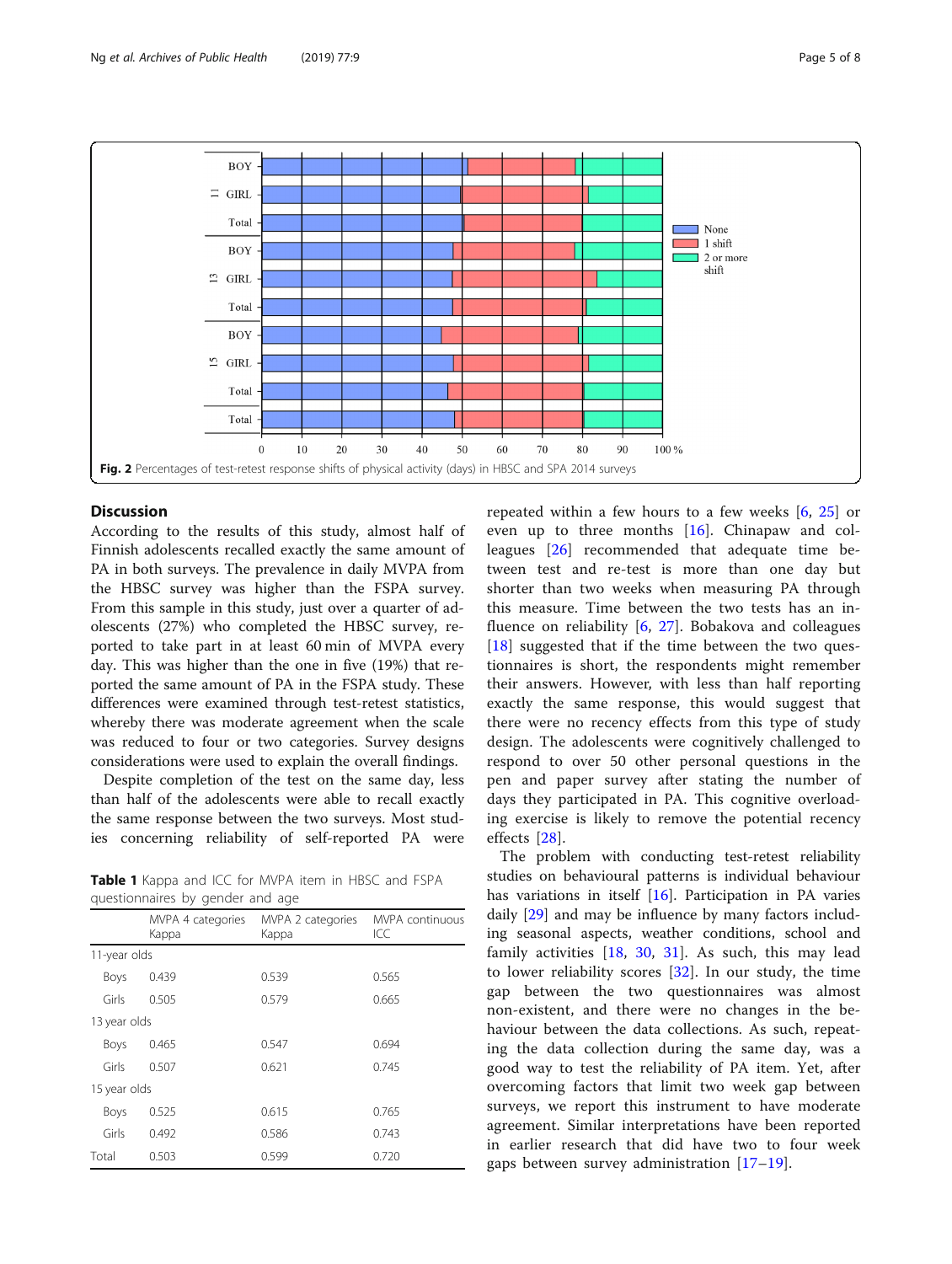**Fig. 2** Percentages of test-retest response shifts of physical activity (days) in HBSC and SPA 2014 surveys

## Discussion

According to the results of this study, almost half of Finnish adolescents recalled exactly the same amount of PA in both surveys. The prevalence in daily MVPA from the HBSC survey was higher than the FSPA survey. From this sample in this study, just over a quarter of adolescents (27%) who completed the HBSC survey, reported to take part in at least 60 min of MVPA every day. This was higher than the one in five (19%) that reported the same amount of PA in the FSPA study. These differences were examined through test-retest statistics, whereby there was moderate agreement when the scale was reduced to four or two categories. Survey designs considerations were used to explain the overall findings.

Despite completion of the test on the same day, less than half of the adolescents were able to recall exactly the same response between the two surveys. Most studies concerning reliability of self-reported PA were repeated within a few hours to a few weeks [6, 25] or even up to three months [16]. Chinapaw and colleagues [26] recommended that adequate time between test and re-test is more than one day but shorter than two weeks when measuring PA through this measure. Time between the two tests has an influence on reliability [6, 27]. Bobakova and colleagues [18] suggested that if the time between the two questionnaires is short, the respondents might remember their answers. However, with less than half reporting exactly the same response, this would suggest that there were no recency effects from this type of study design. The adolescents were cognitively challenged to respond to over 50 other personal questions in the pen and paper survey after stating the number of days they participated in PA. This cognitive overloading exercise is likely to remove the potential recency effects [28].

The problem with conducting test-retest reliability studies on behavioural patterns is individual behaviour has variations in itself [16]. Participation in PA varies daily [29] and may be influence by many factors including seasonal aspects, weather conditions, school and family activities [18, 30, 31]. As such, this may lead to lower reliability scores [32]. In our study, the time gap between the two questionnaires was almost non-existent, and there were no changes in the behaviour between the data collections. As such, repeating the data collection during the same day, was a good way to test the reliability of PA item. Yet, after overcoming factors that limit two week gap between surveys, we report this instrument to have moderate agreement. Similar interpretations have been reported in earlier research that did have two to four week gaps between survey administration [17–19].

**Table 1** Kappa and ICC for MVPA item in HBSC and FSPA questionnaires by gender and age

| | MVPA 4 categories Kappa | MVPA 2 categories Kappa | MVPA continuous ICC |
|---|---|---|---|
| 11-year olds | | | |
| Boys | 0.439 | 0.539 | 0.565 |
| Girls | 0.505 | 0.579 | 0.665 |
| 13 year olds | | | |
| Boys | 0.465 | 0.547 | 0.694 |
| Girls | 0.507 | 0.621 | 0.745 |
| 15 year olds | | | |
| Boys | 0.525 | 0.615 | 0.765 |
| Girls | 0.492 | 0.586 | 0.743 |
| Total | 0.503 | 0.599 | 0.720 |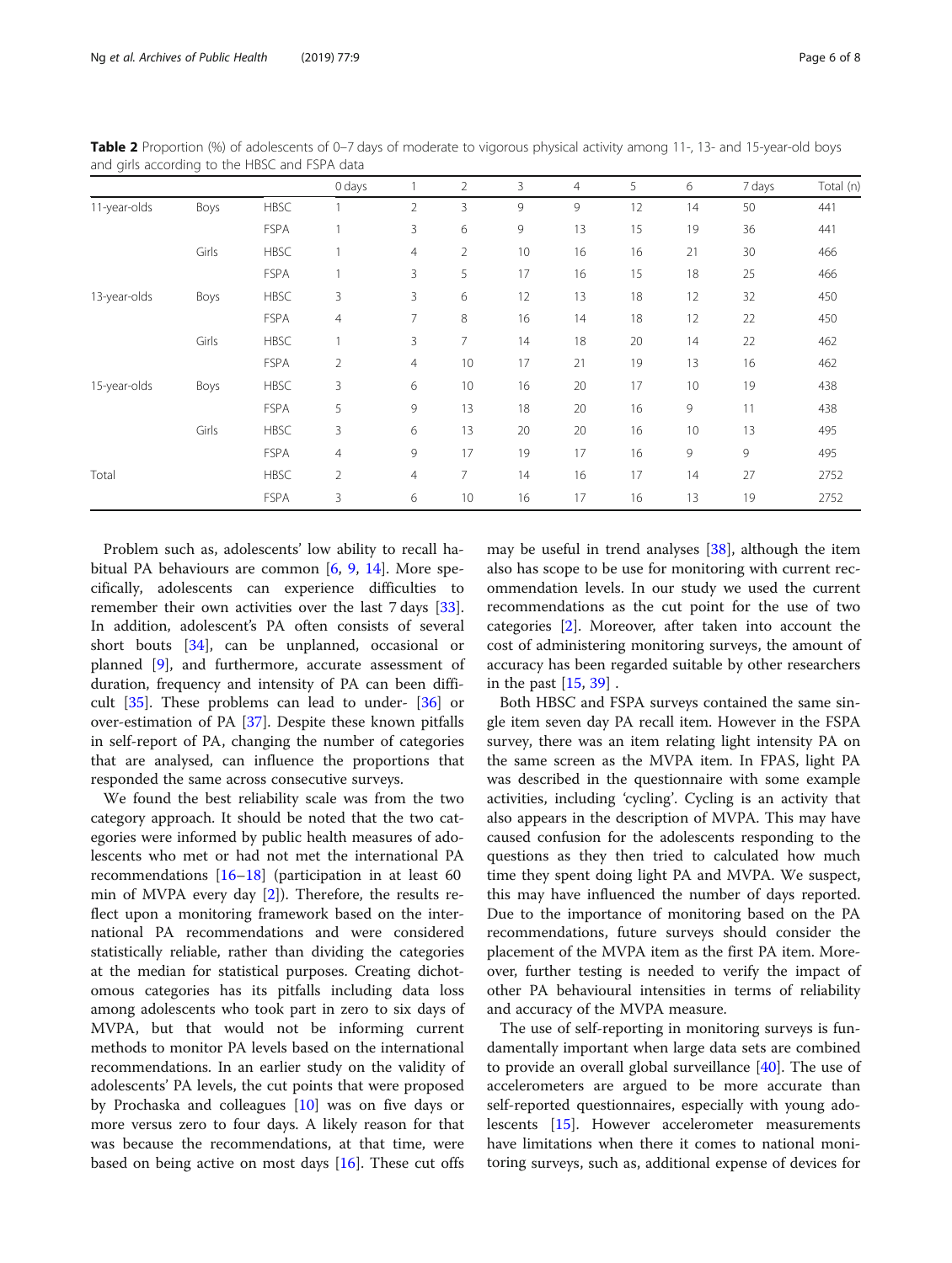**Table 2** Proportion (%) of adolescents of 0–7 days of moderate to vigorous physical activity among 11-, 13- and 15-year-old boys and girls according to the HBSC and FSPA data

| | | | 0 days | 1 | 2 | 3 | 4 | 5 | 6 | 7 days | Total (n) |
|---|---|---|---|---|---|---|---|---|---|---|---|
| 11-year-olds | Boys | HBSC | 1 | 2 | 3 | 9 | 9 | 12 | 14 | 50 | 441 |
| | | FSPA | 1 | 3 | 6 | 9 | 13 | 15 | 19 | 36 | 441 |
| | Girls | HBSC | 1 | 4 | 2 | 10 | 16 | 16 | 21 | 30 | 466 |
| | | FSPA | 1 | 3 | 5 | 17 | 16 | 15 | 18 | 25 | 466 |
| 13-year-olds | Boys | HBSC | 3 | 3 | 6 | 12 | 13 | 18 | 12 | 32 | 450 |
| | | FSPA | 4 | 7 | 8 | 16 | 14 | 18 | 12 | 22 | 450 |
| | Girls | HBSC | 1 | 3 | 7 | 14 | 18 | 20 | 14 | 22 | 462 |
| | | FSPA | 2 | 4 | 10 | 17 | 21 | 19 | 13 | 16 | 462 |
| 15-year-olds | Boys | HBSC | 3 | 6 | 10 | 16 | 20 | 17 | 10 | 19 | 438 |
| | | FSPA | 5 | 9 | 13 | 18 | 20 | 16 | 9 | 11 | 438 |
| | Girls | HBSC | 3 | 6 | 13 | 20 | 20 | 16 | 10 | 13 | 495 |
| | | FSPA | 4 | 9 | 17 | 19 | 17 | 16 | 9 | 9 | 495 |
| Total | | HBSC | 2 | 4 | 7 | 14 | 16 | 17 | 14 | 27 | 2752 |
| | | FSPA | 3 | 6 | 10 | 16 | 17 | 16 | 13 | 19 | 2752 |

Problem such as, adolescents' low ability to recall habitual PA behaviours are common [6, 9, 14]. More specifically, adolescents can experience difficulties to remember their own activities over the last 7 days [33]. In addition, adolescent's PA often consists of several short bouts [34], can be unplanned, occasional or planned [9], and furthermore, accurate assessment of duration, frequency and intensity of PA can been difficult [35]. These problems can lead to under- [36] or over-estimation of PA [37]. Despite these known pitfalls in self-report of PA, changing the number of categories that are analysed, can influence the proportions that responded the same across consecutive surveys.

We found the best reliability scale was from the two category approach. It should be noted that the two categories were informed by public health measures of adolescents who met or had not met the international PA recommendations [16–18] (participation in at least 60 min of MVPA every day [2]). Therefore, the results reflect upon a monitoring framework based on the international PA recommendations and were considered statistically reliable, rather than dividing the categories at the median for statistical purposes. Creating dichotomous categories has its pitfalls including data loss among adolescents who took part in zero to six days of MVPA, but that would not be informing current methods to monitor PA levels based on the international recommendations. In an earlier study on the validity of adolescents' PA levels, the cut points that were proposed by Prochaska and colleagues [10] was on five days or more versus zero to four days. A likely reason for that was because the recommendations, at that time, were based on being active on most days [16]. These cut offs may be useful in trend analyses [38], although the item also has scope to be use for monitoring with current recommendation levels. In our study we used the current recommendations as the cut point for the use of two categories [2]. Moreover, after taken into account the cost of administering monitoring surveys, the amount of accuracy has been regarded suitable by other researchers in the past [15, 39] .

Both HBSC and FSPA surveys contained the same single item seven day PA recall item. However in the FSPA survey, there was an item relating light intensity PA on the same screen as the MVPA item. In FPAS, light PA was described in the questionnaire with some example activities, including 'cycling'. Cycling is an activity that also appears in the description of MVPA. This may have caused confusion for the adolescents responding to the questions as they then tried to calculated how much time they spent doing light PA and MVPA. We suspect, this may have influenced the number of days reported. Due to the importance of monitoring based on the PA recommendations, future surveys should consider the placement of the MVPA item as the first PA item. Moreover, further testing is needed to verify the impact of other PA behavioural intensities in terms of reliability and accuracy of the MVPA measure.

The use of self-reporting in monitoring surveys is fundamentally important when large data sets are combined to provide an overall global surveillance [40]. The use of accelerometers are argued to be more accurate than self-reported questionnaires, especially with young adolescents [15]. However accelerometer measurements have limitations when there it comes to national monitoring surveys, such as, additional expense of devices for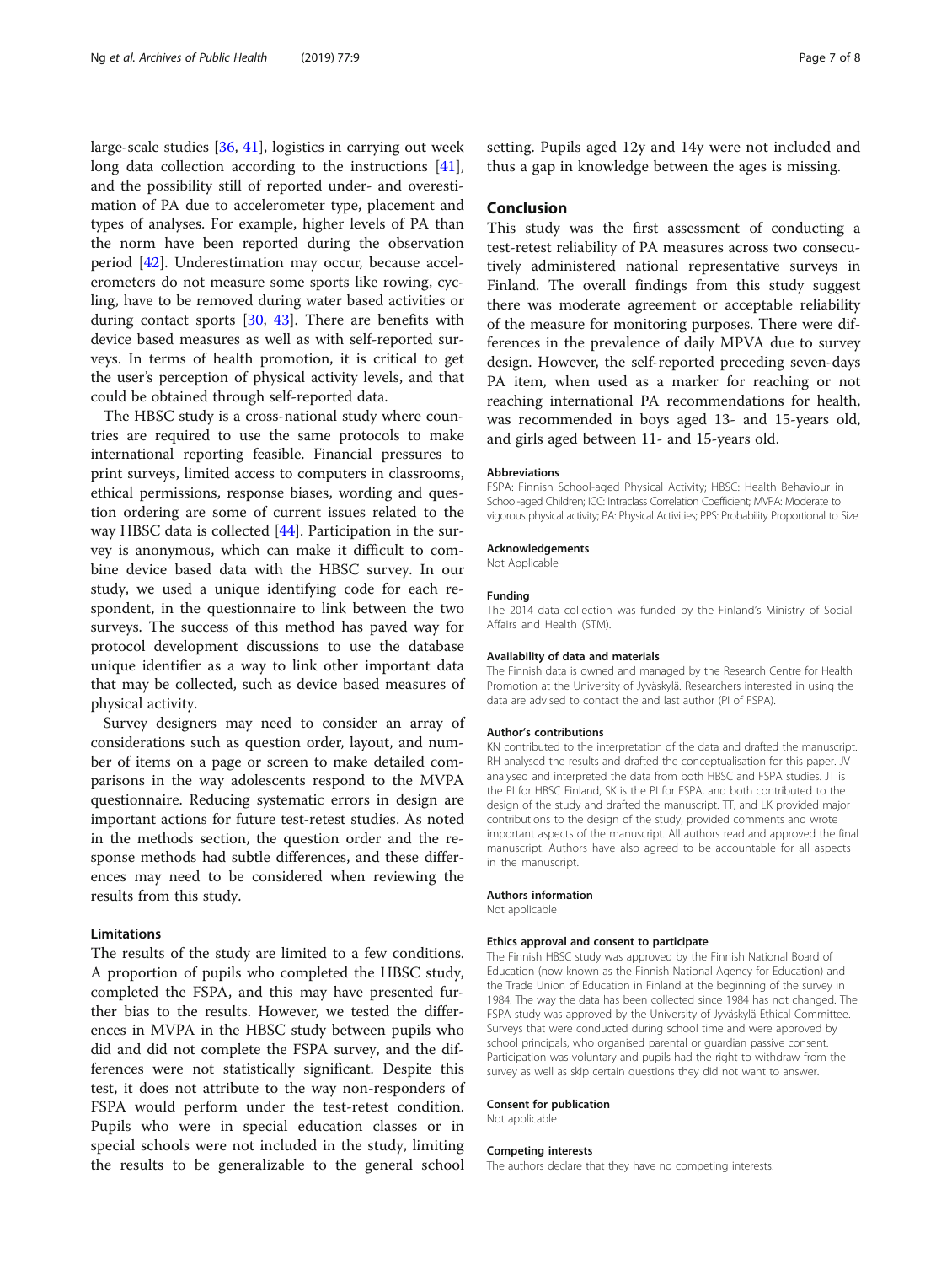large-scale studies [36, 41], logistics in carrying out week long data collection according to the instructions [41], and the possibility still of reported under- and overestimation of PA due to accelerometer type, placement and types of analyses. For example, higher levels of PA than the norm have been reported during the observation period [42]. Underestimation may occur, because accelerometers do not measure some sports like rowing, cycling, have to be removed during water based activities or during contact sports [30, 43]. There are benefits with device based measures as well as with self-reported surveys. In terms of health promotion, it is critical to get the user's perception of physical activity levels, and that could be obtained through self-reported data.

The HBSC study is a cross-national study where countries are required to use the same protocols to make international reporting feasible. Financial pressures to print surveys, limited access to computers in classrooms, ethical permissions, response biases, wording and question ordering are some of current issues related to the way HBSC data is collected [44]. Participation in the survey is anonymous, which can make it difficult to combine device based data with the HBSC survey. In our study, we used a unique identifying code for each respondent, in the questionnaire to link between the two surveys. The success of this method has paved way for protocol development discussions to use the database unique identifier as a way to link other important data that may be collected, such as device based measures of physical activity.

Survey designers may need to consider an array of considerations such as question order, layout, and number of items on a page or screen to make detailed comparisons in the way adolescents respond to the MVPA questionnaire. Reducing systematic errors in design are important actions for future test-retest studies. As noted in the methods section, the question order and the response methods had subtle differences, and these differences may need to be considered when reviewing the results from this study.

### Limitations

The results of the study are limited to a few conditions. A proportion of pupils who completed the HBSC study, completed the FSPA, and this may have presented further bias to the results. However, we tested the differences in MVPA in the HBSC study between pupils who did and did not complete the FSPA survey, and the differences were not statistically significant. Despite this test, it does not attribute to the way non-responders of FSPA would perform under the test-retest condition. Pupils who were in special education classes or in special schools were not included in the study, limiting the results to be generalizable to the general school setting. Pupils aged 12y and 14y were not included and thus a gap in knowledge between the ages is missing.

## Conclusion

This study was the first assessment of conducting a test-retest reliability of PA measures across two consecutively administered national representative surveys in Finland. The overall findings from this study suggest there was moderate agreement or acceptable reliability of the measure for monitoring purposes. There were differences in the prevalence of daily MPVA due to survey design. However, the self-reported preceding seven-days PA item, when used as a marker for reaching or not reaching international PA recommendations for health, was recommended in boys aged 13- and 15-years old, and girls aged between 11- and 15-years old.

#### Abbreviations

FSPA: Finnish School-aged Physical Activity; HBSC: Health Behaviour in School-aged Children; ICC: Intraclass Correlation Coefficient; MVPA: Moderate to vigorous physical activity; PA: Physical Activities; PPS: Probability Proportional to Size

#### Acknowledgements

Not Applicable

#### Funding

The 2014 data collection was funded by the Finland's Ministry of Social Affairs and Health (STM).

#### Availability of data and materials

The Finnish data is owned and managed by the Research Centre for Health Promotion at the University of Jyväskylä. Researchers interested in using the data are advised to contact the and last author (PI of FSPA).

#### Author's contributions

KN contributed to the interpretation of the data and drafted the manuscript. RH analysed the results and drafted the conceptualisation for this paper. JV analysed and interpreted the data from both HBSC and FSPA studies. JT is the PI for HBSC Finland, SK is the PI for FSPA, and both contributed to the design of the study and drafted the manuscript. TT, and LK provided major contributions to the design of the study, provided comments and wrote important aspects of the manuscript. All authors read and approved the final manuscript. Authors have also agreed to be accountable for all aspects in the manuscript.

#### Authors information

Not applicable

#### Ethics approval and consent to participate

The Finnish HBSC study was approved by the Finnish National Board of Education (now known as the Finnish National Agency for Education) and the Trade Union of Education in Finland at the beginning of the survey in 1984. The way the data has been collected since 1984 has not changed. The FSPA study was approved by the University of Jyväskylä Ethical Committee. Surveys that were conducted during school time and were approved by school principals, who organised parental or guardian passive consent. Participation was voluntary and pupils had the right to withdraw from the survey as well as skip certain questions they did not want to answer.

#### Consent for publication

Not applicable

#### Competing interests

The authors declare that they have no competing interests.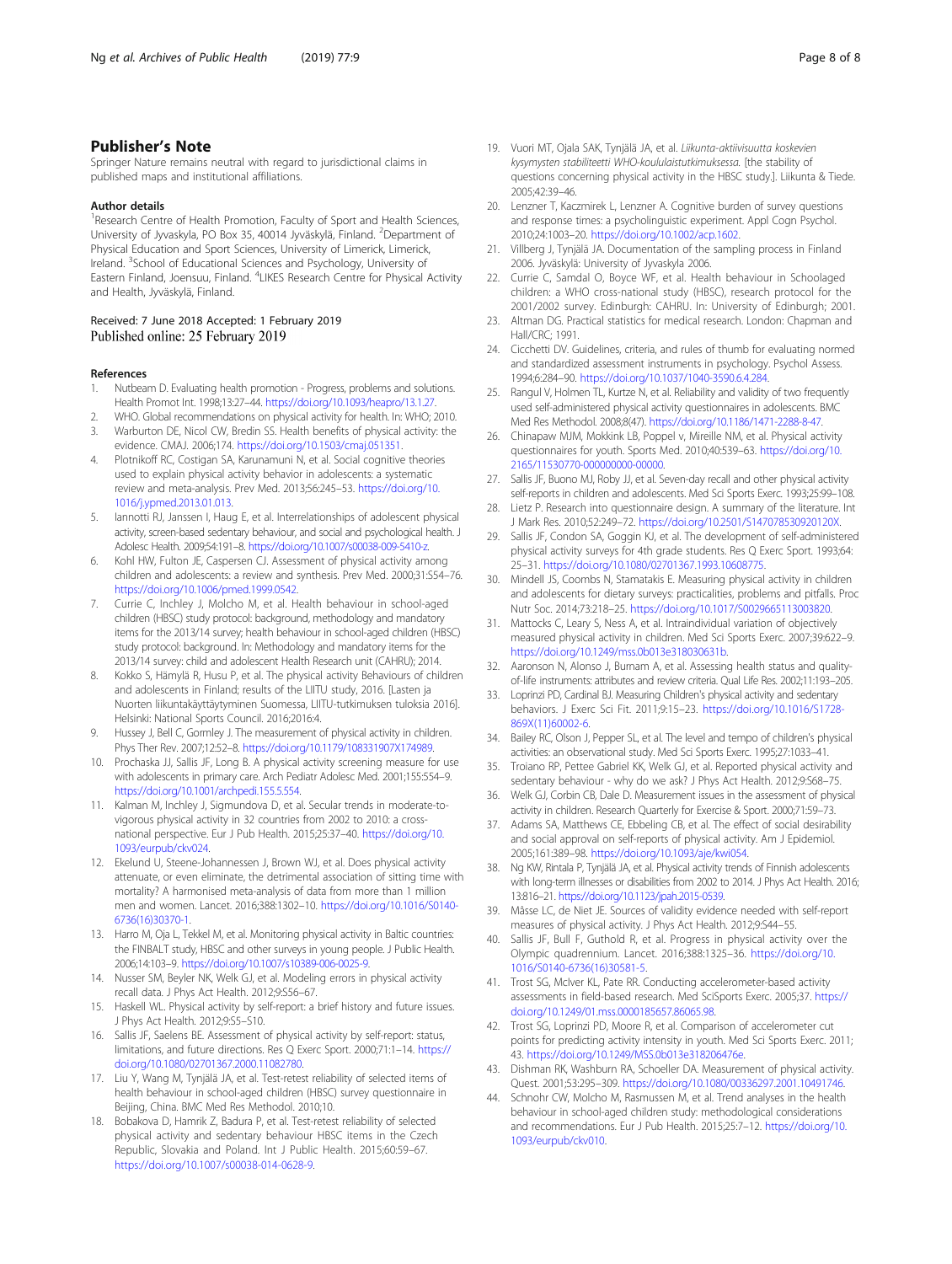## Publisher's Note

Springer Nature remains neutral with regard to jurisdictional claims in published maps and institutional affiliations.

### Author details

[1]Research Centre of Health Promotion, Faculty of Sport and Health Sciences, University of Jyvaskyla, PO Box 35, 40014 Jyväskylä, Finland. [2]Department of Physical Education and Sport Sciences, University of Limerick, Limerick, Ireland. [3]School of Educational Sciences and Psychology, University of Eastern Finland, Joensuu, Finland. [4]LIKES Research Centre for Physical Activity and Health, Jyväskylä, Finland.

Received: 7 June 2018 Accepted: 1 February 2019
Published online: 25 February 2019

### References

1. Nutbeam D. Evaluating health promotion - Progress, problems and solutions. Health Promot Int. 1998;13:27–44. https://doi.org/10.1093/heapro/13.1.27.
2. WHO. Global recommendations on physical activity for health. In: WHO; 2010.
3. Warburton DE, Nicol CW, Bredin SS. Health benefits of physical activity: the evidence. CMAJ. 2006;174. https://doi.org/10.1503/cmaj.051351.
4. Plotnikoff RC, Costigan SA, Karunamuni N, et al. Social cognitive theories used to explain physical activity behavior in adolescents: a systematic review and meta-analysis. Prev Med. 2013;56:245–53. https://doi.org/10.1016/j.ypmed.2013.01.013.
5. Iannotti RJ, Janssen I, Haug E, et al. Interrelationships of adolescent physical activity, screen-based sedentary behaviour, and social and psychological health. J Adolesc Health. 2009;54:191–8. https://doi.org/10.1007/s00038-009-5410-z.
6. Kohl HW, Fulton JE, Caspersen CJ. Assessment of physical activity among children and adolescents: a review and synthesis. Prev Med. 2000;31:S54–76. https://doi.org/10.1006/pmed.1999.0542.
7. Currie C, Inchley J, Molcho M, et al. Health behaviour in school-aged children (HBSC) study protocol: background, methodology and mandatory items for the 2013/14 survey; health behaviour in school-aged children (HBSC) study protocol: background. In: Methodology and mandatory items for the 2013/14 survey: child and adolescent Health Research unit (CAHRU); 2014.
8. Kokko S, Hämylä R, Husu P, et al. The physical activity Behaviours of children and adolescents in Finland; results of the LIITU study, 2016. [Lasten ja Nuorten liikuntakäyttäytyminen Suomessa, LIITU-tutkimuksen tuloksia 2016]. Helsinki: National Sports Council. 2016;2016:4.
9. Hussey J, Bell C, Gormley J. The measurement of physical activity in children. Phys Ther Rev. 2007;12:52–8. https://doi.org/10.1179/108331907X174989.
10. Prochaska JJ, Sallis JF, Long B. A physical activity screening measure for use with adolescents in primary care. Arch Pediatr Adolesc Med. 2001;155:554–9. https://doi.org/10.1001/archpedi.155.5.554.
11. Kalman M, Inchley J, Sigmundova D, et al. Secular trends in moderate-to-vigorous physical activity in 32 countries from 2002 to 2010: a cross-national perspective. Eur J Pub Health. 2015;25:37–40. https://doi.org/10.1093/eurpub/ckv024.
12. Ekelund U, Steene-Johannessen J, Brown WJ, et al. Does physical activity attenuate, or even eliminate, the detrimental association of sitting time with mortality? A harmonised meta-analysis of data from more than 1 million men and women. Lancet. 2016;388:1302–10. https://doi.org/10.1016/S0140-6736(16)30370-1.
13. Harro M, Oja L, Tekkel M, et al. Monitoring physical activity in Baltic countries: the FINBALT study, HBSC and other surveys in young people. J Public Health. 2006;14:103–9. https://doi.org/10.1007/s10389-006-0025-9.
14. Nusser SM, Beyler NK, Welk GJ, et al. Modeling errors in physical activity recall data. J Phys Act Health. 2012;9:S56–67.
15. Haskell WL. Physical activity by self-report: a brief history and future issues. J Phys Act Health. 2012;9:S5–S10.
16. Sallis JF, Saelens BE. Assessment of physical activity by self-report: status, limitations, and future directions. Res Q Exerc Sport. 2000;71:1–14. https://doi.org/10.1080/02701367.2000.11082780.
17. Liu Y, Wang M, Tynjälä JA, et al. Test-retest reliability of selected items of health behaviour in school-aged children (HBSC) survey questionnaire in Beijing, China. BMC Med Res Methodol. 2010;10.
18. Bobakova D, Hamrik Z, Badura P, et al. Test-retest reliability of selected physical activity and sedentary behaviour HBSC items in the Czech Republic, Slovakia and Poland. Int J Public Health. 2015;60:59–67. https://doi.org/10.1007/s00038-014-0628-9.
19. Vuori MT, Ojala SAK, Tynjälä JA, et al. *Liikunta-aktiivisuutta koskevien kysymysten stabiliteetti WHO-koululaistutkimuksessa.* [the stability of questions concerning physical activity in the HBSC study.]. Liikunta & Tiede. 2005;42:39–46.
20. Lenzner T, Kaczmirek L, Lenzner A. Cognitive burden of survey questions and response times: a psycholinguistic experiment. Appl Cogn Psychol. 2010;24:1003–20. https://doi.org/10.1002/acp.1602.
21. Villberg J, Tynjälä JA. Documentation of the sampling process in Finland 2006. Jyväskylä: University of Jyvaskyla 2006.
22. Currie C, Samdal O, Boyce WF, et al. Health behaviour in Schoolaged children: a WHO cross-national study (HBSC), research protocol for the 2001/2002 survey. Edinburgh: CAHRU. In: University of Edinburgh; 2001.
23. Altman DG. Practical statistics for medical research. London: Chapman and Hall/CRC; 1991.
24. Cicchetti DV. Guidelines, criteria, and rules of thumb for evaluating normed and standardized assessment instruments in psychology. Psychol Assess. 1994;6:284–90. https://doi.org/10.1037/1040-3590.6.4.284.
25. Rangul V, Holmen TL, Kurtze N, et al. Reliability and validity of two frequently used self-administered physical activity questionnaires in adolescents. BMC Med Res Methodol. 2008;8(47). https://doi.org/10.1186/1471-2288-8-47.
26. Chinapaw MJM, Mokkink LB, Poppel v, Mireille NM, et al. Physical activity questionnaires for youth. Sports Med. 2010;40:539–63. https://doi.org/10.2165/11530770-000000000-00000.
27. Sallis JF, Buono MJ, Roby JJ, et al. Seven-day recall and other physical activity self-reports in children and adolescents. Med Sci Sports Exerc. 1993;25:99–108.
28. Lietz P. Research into questionnaire design. A summary of the literature. Int J Mark Res. 2010;52:249–72. https://doi.org/10.2501/S147078530920120X.
29. Sallis JF, Condon SA, Goggin KJ, et al. The development of self-administered physical activity surveys for 4th grade students. Res Q Exerc Sport. 1993;64:25–31. https://doi.org/10.1080/02701367.1993.10608775.
30. Mindell JS, Coombs N, Stamatakis E. Measuring physical activity in children and adolescents for dietary surveys: practicalities, problems and pitfalls. Proc Nutr Soc. 2014;73:218–25. https://doi.org/10.1017/S0029665113003820.
31. Mattocks C, Leary S, Ness A, et al. Intraindividual variation of objectively measured physical activity in children. Med Sci Sports Exerc. 2007;39:622–9. https://doi.org/10.1249/mss.0b013e318030631b.
32. Aaronson N, Alonso J, Burnam A, et al. Assessing health status and quality-of-life instruments: attributes and review criteria. Qual Life Res. 2002;11:193–205.
33. Loprinzi PD, Cardinal BJ. Measuring Children's physical activity and sedentary behaviors. J Exerc Sci Fit. 2011;9:15–23. https://doi.org/10.1016/S1728-869X(11)60002-6.
34. Bailey RC, Olson J, Pepper SL, et al. The level and tempo of children's physical activities: an observational study. Med Sci Sports Exerc. 1995;27:1033–41.
35. Troiano RP, Pettee Gabriel KK, Welk GJ, et al. Reported physical activity and sedentary behaviour - why do we ask? J Phys Act Health. 2012;9:S68–75.
36. Welk GJ, Corbin CB, Dale D. Measurement issues in the assessment of physical activity in children. Research Quarterly for Exercise & Sport. 2000;71:59–73.
37. Adams SA, Matthews CE, Ebbeling CB, et al. The effect of social desirability and social approval on self-reports of physical activity. Am J Epidemiol. 2005;161:389–98. https://doi.org/10.1093/aje/kwi054.
38. Ng KW, Rintala P, Tynjälä JA, et al. Physical activity trends of Finnish adolescents with long-term illnesses or disabilities from 2002 to 2014. J Phys Act Health. 2016;13:816–21. https://doi.org/10.1123/jpah.2015-0539.
39. Mâsse LC, de Niet JE. Sources of validity evidence needed with self-report measures of physical activity. J Phys Act Health. 2012;9:S44–55.
40. Sallis JF, Bull F, Guthold R, et al. Progress in physical activity over the Olympic quadrennium. Lancet. 2016;388:1325–36. https://doi.org/10.1016/S0140-6736(16)30581-5.
41. Trost SG, McIver KL, Pate RR. Conducting accelerometer-based activity assessments in field-based research. Med SciSports Exerc. 2005;37. https://doi.org/10.1249/01.mss.0000185657.86065.98.
42. Trost SG, Loprinzi PD, Moore R, et al. Comparison of accelerometer cut points for predicting activity intensity in youth. Med Sci Sports Exerc. 2011;43. https://doi.org/10.1249/MSS.0b013e318206476e.
43. Dishman RK, Washburn RA, Schoeller DA. Measurement of physical activity. Quest. 2001;53:295–309. https://doi.org/10.1080/00336297.2001.10491746.
44. Schnohr CW, Molcho M, Rasmussen M, et al. Trend analyses in the health behaviour in school-aged children study: methodological considerations and recommendations. Eur J Pub Health. 2015;25:7–12. https://doi.org/10.1093/eurpub/ckv010.